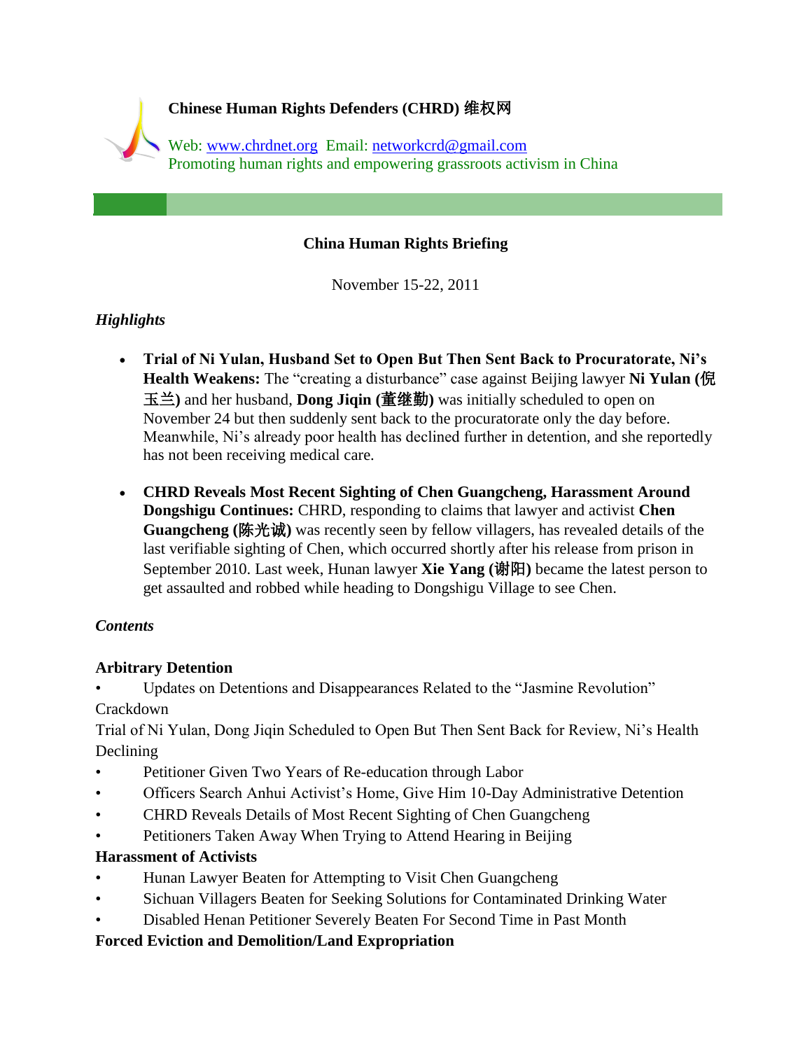**Chinese Human Rights Defenders (CHRD) 维权网**

Web: [www.chrdnet.org](http://www.chrdnet.org) Email: [networkcrd@gmail.com](mailto:networkcrd@gmail.com)
Promoting human rights and empowering grassroots activism in China

## China Human Rights Briefing

November 15-22, 2011

### *Highlights*

- **Trial of Ni Yulan, Husband Set to Open But Then Sent Back to Procuratorate, Ni's Health Weakens:** The "creating a disturbance" case against Beijing lawyer **Ni Yulan (倪玉兰)** and her husband, **Dong Jiqin (董继勤)** was initially scheduled to open on November 24 but then suddenly sent back to the procuratorate only the day before. Meanwhile, Ni's already poor health has declined further in detention, and she reportedly has not been receiving medical care.

- **CHRD Reveals Most Recent Sighting of Chen Guangcheng, Harassment Around Dongshigu Continues:** CHRD, responding to claims that lawyer and activist **Chen Guangcheng (陈光诚)** was recently seen by fellow villagers, has revealed details of the last verifiable sighting of Chen, which occurred shortly after his release from prison in September 2010. Last week, Hunan lawyer **Xie Yang (谢阳)** became the latest person to get assaulted and robbed while heading to Dongshigu Village to see Chen.

### *Contents*

**Arbitrary Detention**

- Updates on Detentions and Disappearances Related to the "Jasmine Revolution" Crackdown

Trial of Ni Yulan, Dong Jiqin Scheduled to Open But Then Sent Back for Review, Ni's Health Declining

- Petitioner Given Two Years of Re-education through Labor
- Officers Search Anhui Activist's Home, Give Him 10-Day Administrative Detention
- CHRD Reveals Details of Most Recent Sighting of Chen Guangcheng
- Petitioners Taken Away When Trying to Attend Hearing in Beijing

**Harassment of Activists**

- Hunan Lawyer Beaten for Attempting to Visit Chen Guangcheng
- Sichuan Villagers Beaten for Seeking Solutions for Contaminated Drinking Water
- Disabled Henan Petitioner Severely Beaten For Second Time in Past Month

**Forced Eviction and Demolition/Land Expropriation**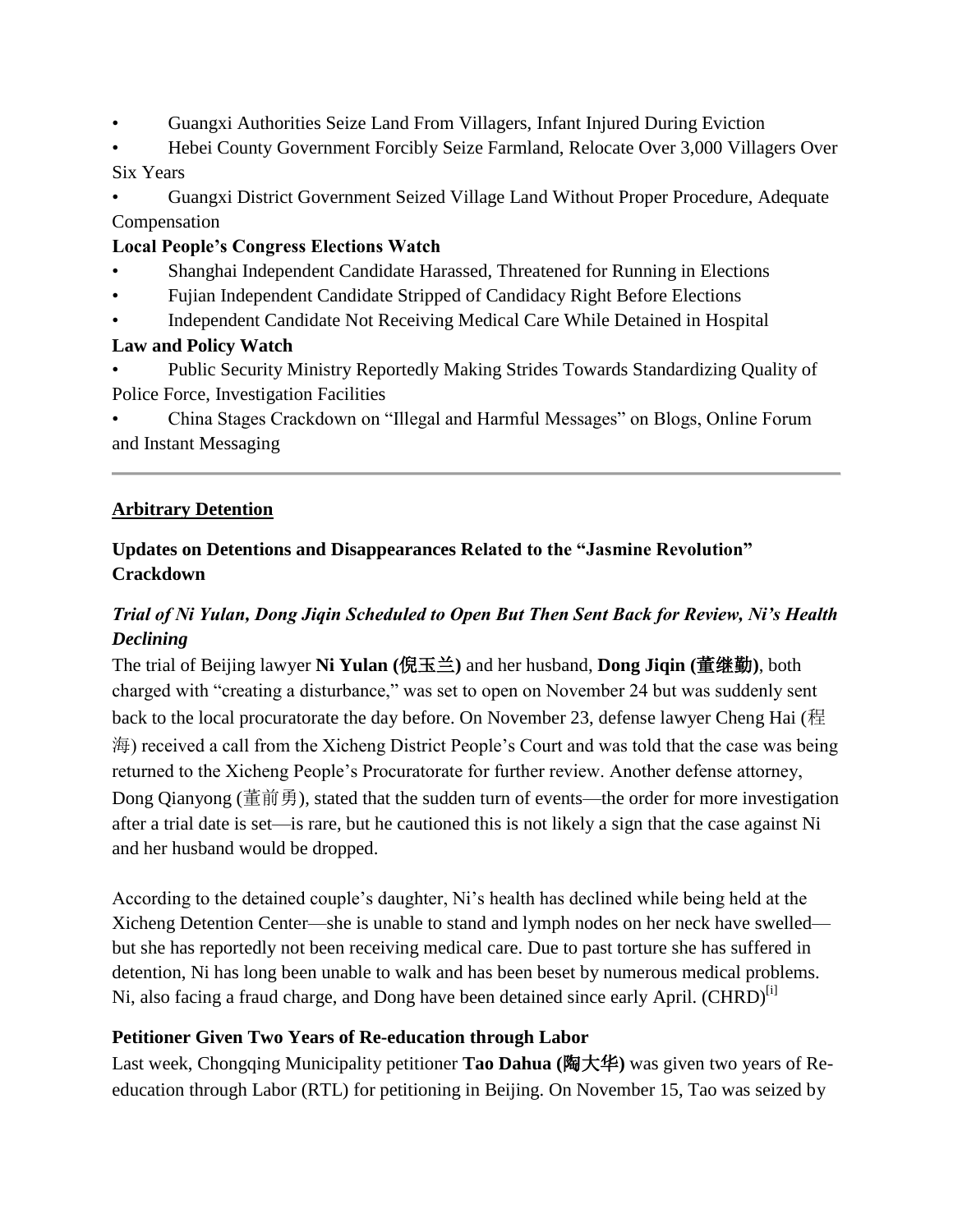- Guangxi Authorities Seize Land From Villagers, Infant Injured During Eviction
- Hebei County Government Forcibly Seize Farmland, Relocate Over 3,000 Villagers Over Six Years
- Guangxi District Government Seized Village Land Without Proper Procedure, Adequate Compensation

**Local People's Congress Elections Watch**

- Shanghai Independent Candidate Harassed, Threatened for Running in Elections
- Fujian Independent Candidate Stripped of Candidacy Right Before Elections
- Independent Candidate Not Receiving Medical Care While Detained in Hospital

**Law and Policy Watch**

- Public Security Ministry Reportedly Making Strides Towards Standardizing Quality of Police Force, Investigation Facilities
- China Stages Crackdown on "Illegal and Harmful Messages" on Blogs, Online Forum and Instant Messaging

---

## Arbitrary Detention

### Updates on Detentions and Disappearances Related to the "Jasmine Revolution" Crackdown

#### *Trial of Ni Yulan, Dong Jiqin Scheduled to Open But Then Sent Back for Review, Ni's Health Declining*

The trial of Beijing lawyer **Ni Yulan (倪玉兰)** and her husband, **Dong Jiqin (董继勤)**, both charged with "creating a disturbance," was set to open on November 24 but was suddenly sent back to the local procuratorate the day before. On November 23, defense lawyer Cheng Hai (程海) received a call from the Xicheng District People's Court and was told that the case was being returned to the Xicheng People's Procuratorate for further review. Another defense attorney, Dong Qianyong (董前勇), stated that the sudden turn of events—the order for more investigation after a trial date is set—is rare, but he cautioned this is not likely a sign that the case against Ni and her husband would be dropped.

According to the detained couple's daughter, Ni's health has declined while being held at the Xicheng Detention Center—she is unable to stand and lymph nodes on her neck have swelled—but she has reportedly not been receiving medical care. Due to past torture she has suffered in detention, Ni has long been unable to walk and has been beset by numerous medical problems. Ni, also facing a fraud charge, and Dong have been detained since early April. (CHRD)[i]

### Petitioner Given Two Years of Re-education through Labor

Last week, Chongqing Municipality petitioner **Tao Dahua (陶大华)** was given two years of Re-education through Labor (RTL) for petitioning in Beijing. On November 15, Tao was seized by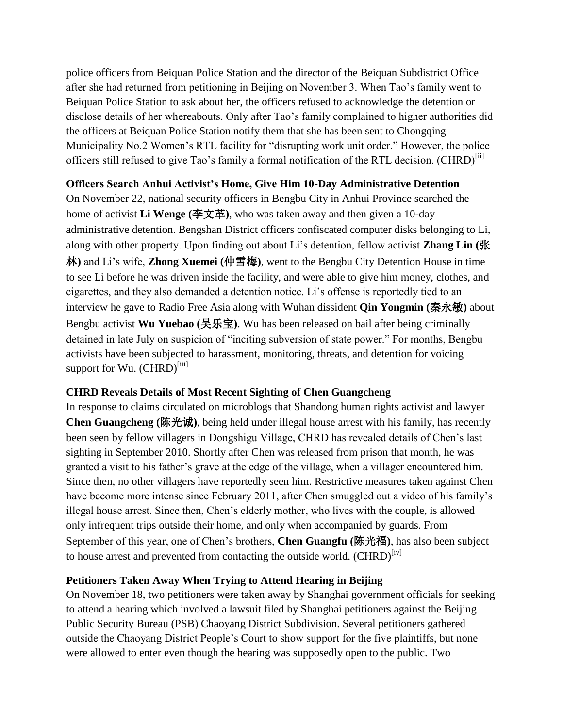police officers from Beiquan Police Station and the director of the Beiquan Subdistrict Office after she had returned from petitioning in Beijing on November 3. When Tao's family went to Beiquan Police Station to ask about her, the officers refused to acknowledge the detention or disclose details of her whereabouts. Only after Tao's family complained to higher authorities did the officers at Beiquan Police Station notify them that she has been sent to Chongqing Municipality No.2 Women's RTL facility for "disrupting work unit order." However, the police officers still refused to give Tao's family a formal notification of the RTL decision. (CHRD)[ii]

**Officers Search Anhui Activist's Home, Give Him 10-Day Administrative Detention**

On November 22, national security officers in Bengbu City in Anhui Province searched the home of activist **Li Wenge (李文革)**, who was taken away and then given a 10-day administrative detention. Bengshan District officers confiscated computer disks belonging to Li, along with other property. Upon finding out about Li's detention, fellow activist **Zhang Lin (张林)** and Li's wife, **Zhong Xuemei (仲雪梅)**, went to the Bengbu City Detention House in time to see Li before he was driven inside the facility, and were able to give him money, clothes, and cigarettes, and they also demanded a detention notice. Li's offense is reportedly tied to an interview he gave to Radio Free Asia along with Wuhan dissident **Qin Yongmin (秦永敏)** about Bengbu activist **Wu Yuebao (吴乐宝)**. Wu has been released on bail after being criminally detained in late July on suspicion of "inciting subversion of state power." For months, Bengbu activists have been subjected to harassment, monitoring, threats, and detention for voicing support for Wu. (CHRD)[iii]

**CHRD Reveals Details of Most Recent Sighting of Chen Guangcheng**

In response to claims circulated on microblogs that Shandong human rights activist and lawyer **Chen Guangcheng (陈光诚)**, being held under illegal house arrest with his family, has recently been seen by fellow villagers in Dongshigu Village, CHRD has revealed details of Chen's last sighting in September 2010. Shortly after Chen was released from prison that month, he was granted a visit to his father's grave at the edge of the village, when a villager encountered him. Since then, no other villagers have reportedly seen him. Restrictive measures taken against Chen have become more intense since February 2011, after Chen smuggled out a video of his family's illegal house arrest. Since then, Chen's elderly mother, who lives with the couple, is allowed only infrequent trips outside their home, and only when accompanied by guards. From September of this year, one of Chen's brothers, **Chen Guangfu (陈光福)**, has also been subject to house arrest and prevented from contacting the outside world. (CHRD)[iv]

**Petitioners Taken Away When Trying to Attend Hearing in Beijing**

On November 18, two petitioners were taken away by Shanghai government officials for seeking to attend a hearing which involved a lawsuit filed by Shanghai petitioners against the Beijing Public Security Bureau (PSB) Chaoyang District Subdivision. Several petitioners gathered outside the Chaoyang District People's Court to show support for the five plaintiffs, but none were allowed to enter even though the hearing was supposedly open to the public. Two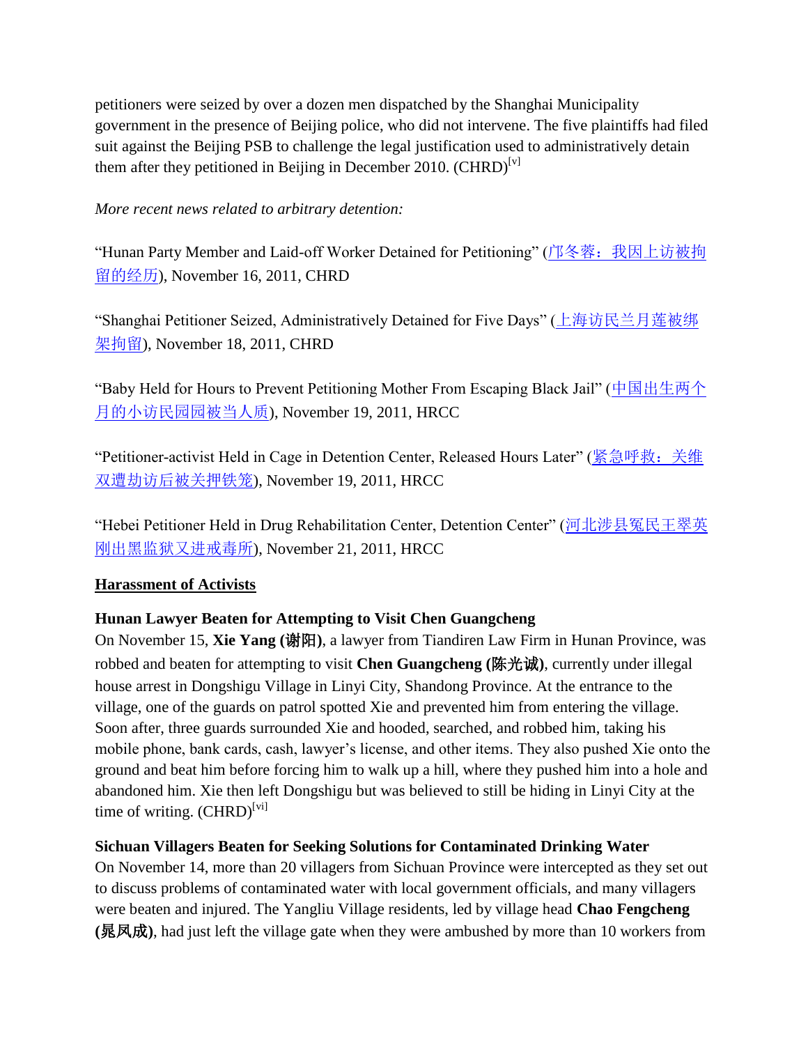petitioners were seized by over a dozen men dispatched by the Shanghai Municipality government in the presence of Beijing police, who did not intervene. The five plaintiffs had filed suit against the Beijing PSB to challenge the legal justification used to administratively detain them after they petitioned in Beijing in December 2010. (CHRD)[v]

*More recent news related to arbitrary detention:*

"Hunan Party Member and Laid-off Worker Detained for Petitioning" (邝冬蓉：我因上访被拘留的经历), November 16, 2011, CHRD

"Shanghai Petitioner Seized, Administratively Detained for Five Days" (上海访民兰月莲被绑架拘留), November 18, 2011, CHRD

"Baby Held for Hours to Prevent Petitioning Mother From Escaping Black Jail" (中国出生两个月的小访民园园被当人质), November 19, 2011, HRCC

"Petitioner-activist Held in Cage in Detention Center, Released Hours Later" (紧急呼救：关维双遭劫访后被关押铁笼), November 19, 2011, HRCC

"Hebei Petitioner Held in Drug Rehabilitation Center, Detention Center" (河北涉县冤民王翠英刚出黑监狱又进戒毒所), November 21, 2011, HRCC

## Harassment of Activists

### Hunan Lawyer Beaten for Attempting to Visit Chen Guangcheng

On November 15, **Xie Yang (谢阳)**, a lawyer from Tiandiren Law Firm in Hunan Province, was robbed and beaten for attempting to visit **Chen Guangcheng (陈光诚)**, currently under illegal house arrest in Dongshigu Village in Linyi City, Shandong Province. At the entrance to the village, one of the guards on patrol spotted Xie and prevented him from entering the village. Soon after, three guards surrounded Xie and hooded, searched, and robbed him, taking his mobile phone, bank cards, cash, lawyer's license, and other items. They also pushed Xie onto the ground and beat him before forcing him to walk up a hill, where they pushed him into a hole and abandoned him. Xie then left Dongshigu but was believed to still be hiding in Linyi City at the time of writing. (CHRD)[vi]

### Sichuan Villagers Beaten for Seeking Solutions for Contaminated Drinking Water

On November 14, more than 20 villagers from Sichuan Province were intercepted as they set out to discuss problems of contaminated water with local government officials, and many villagers were beaten and injured. The Yangliu Village residents, led by village head **Chao Fengcheng (晁凤成)**, had just left the village gate when they were ambushed by more than 10 workers from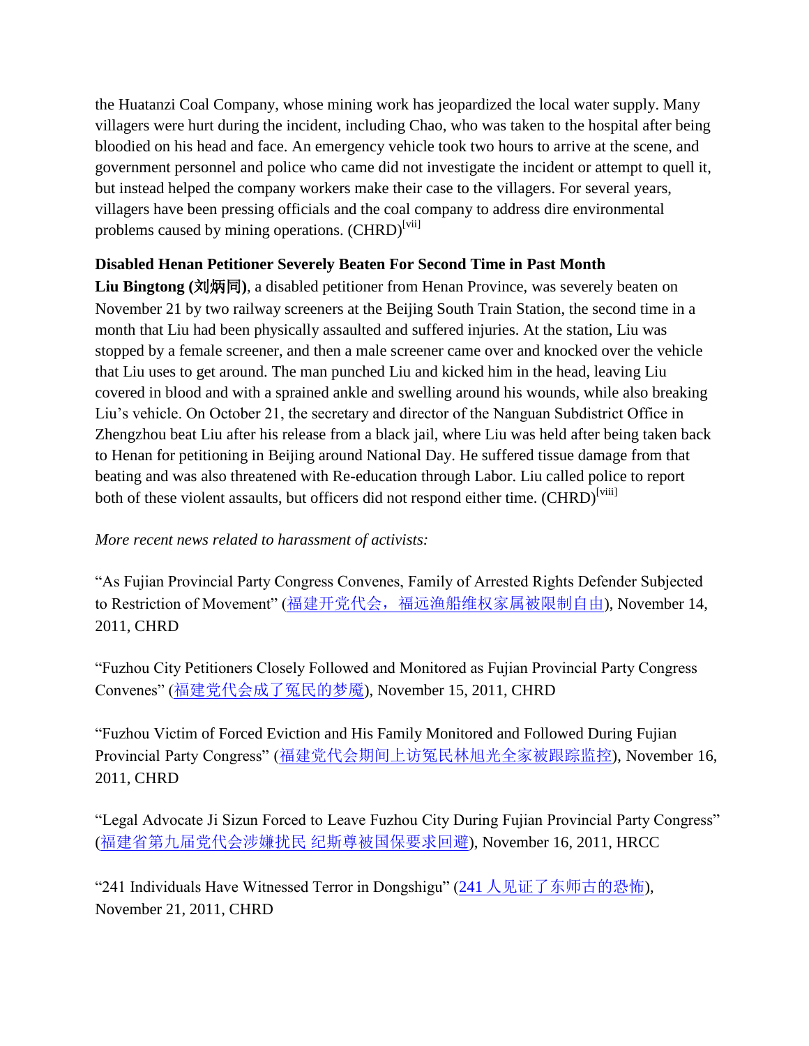the Huatanzi Coal Company, whose mining work has jeopardized the local water supply. Many villagers were hurt during the incident, including Chao, who was taken to the hospital after being bloodied on his head and face. An emergency vehicle took two hours to arrive at the scene, and government personnel and police who came did not investigate the incident or attempt to quell it, but instead helped the company workers make their case to the villagers. For several years, villagers have been pressing officials and the coal company to address dire environmental problems caused by mining operations. (CHRD)[vii]

**Disabled Henan Petitioner Severely Beaten For Second Time in Past Month**
**Liu Bingtong (刘炳同)**, a disabled petitioner from Henan Province, was severely beaten on November 21 by two railway screeners at the Beijing South Train Station, the second time in a month that Liu had been physically assaulted and suffered injuries. At the station, Liu was stopped by a female screener, and then a male screener came over and knocked over the vehicle that Liu uses to get around. The man punched Liu and kicked him in the head, leaving Liu covered in blood and with a sprained ankle and swelling around his wounds, while also breaking Liu's vehicle. On October 21, the secretary and director of the Nanguan Subdistrict Office in Zhengzhou beat Liu after his release from a black jail, where Liu was held after being taken back to Henan for petitioning in Beijing around National Day. He suffered tissue damage from that beating and was also threatened with Re-education through Labor. Liu called police to report both of these violent assaults, but officers did not respond either time. (CHRD)[viii]

*More recent news related to harassment of activists:*

"As Fujian Provincial Party Congress Convenes, Family of Arrested Rights Defender Subjected to Restriction of Movement" (福建开党代会，福远渔船维权家属被限制自由), November 14, 2011, CHRD

"Fuzhou City Petitioners Closely Followed and Monitored as Fujian Provincial Party Congress Convenes" (福建党代会成了冤民的梦魇), November 15, 2011, CHRD

"Fuzhou Victim of Forced Eviction and His Family Monitored and Followed During Fujian Provincial Party Congress" (福建党代会期间上访冤民林旭光全家被跟踪监控), November 16, 2011, CHRD

"Legal Advocate Ji Sizun Forced to Leave Fuzhou City During Fujian Provincial Party Congress" (福建省第九届党代会涉嫌扰民 纪斯尊被国保要求回避), November 16, 2011, HRCC

"241 Individuals Have Witnessed Terror in Dongshigu" (241 人见证了东师古的恐怖), November 21, 2011, CHRD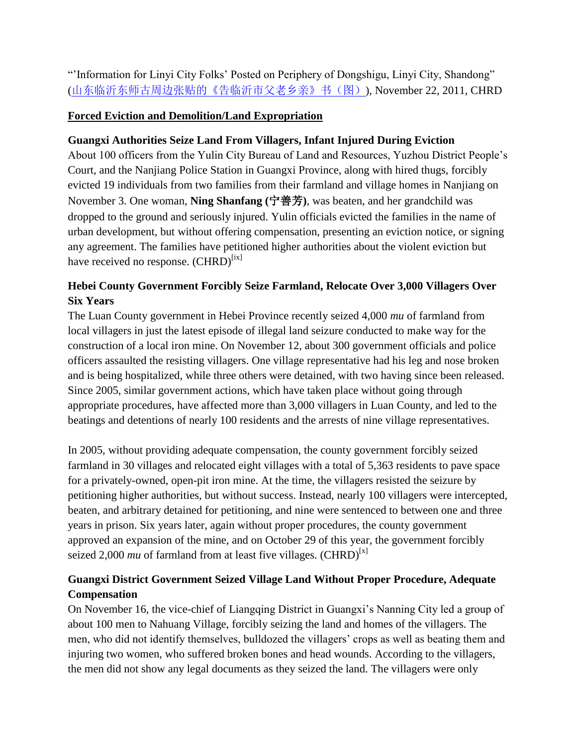"'Information for Linyi City Folks' Posted on Periphery of Dongshigu, Linyi City, Shandong" (山东临沂东师古周边张贴的《告临沂市父老乡亲》书（图）), November 22, 2011, CHRD

**Forced Eviction and Demolition/Land Expropriation**

**Guangxi Authorities Seize Land From Villagers, Infant Injured During Eviction**

About 100 officers from the Yulin City Bureau of Land and Resources, Yuzhou District People's Court, and the Nanjiang Police Station in Guangxi Province, along with hired thugs, forcibly evicted 19 individuals from two families from their farmland and village homes in Nanjiang on November 3. One woman, **Ning Shanfang (宁善芳)**, was beaten, and her grandchild was dropped to the ground and seriously injured. Yulin officials evicted the families in the name of urban development, but without offering compensation, presenting an eviction notice, or signing any agreement. The families have petitioned higher authorities about the violent eviction but have received no response. (CHRD)[ix]

**Hebei County Government Forcibly Seize Farmland, Relocate Over 3,000 Villagers Over Six Years**

The Luan County government in Hebei Province recently seized 4,000 *mu* of farmland from local villagers in just the latest episode of illegal land seizure conducted to make way for the construction of a local iron mine. On November 12, about 300 government officials and police officers assaulted the resisting villagers. One village representative had his leg and nose broken and is being hospitalized, while three others were detained, with two having since been released. Since 2005, similar government actions, which have taken place without going through appropriate procedures, have affected more than 3,000 villagers in Luan County, and led to the beatings and detentions of nearly 100 residents and the arrests of nine village representatives.

In 2005, without providing adequate compensation, the county government forcibly seized farmland in 30 villages and relocated eight villages with a total of 5,363 residents to pave space for a privately-owned, open-pit iron mine. At the time, the villagers resisted the seizure by petitioning higher authorities, but without success. Instead, nearly 100 villagers were intercepted, beaten, and arbitrary detained for petitioning, and nine were sentenced to between one and three years in prison. Six years later, again without proper procedures, the county government approved an expansion of the mine, and on October 29 of this year, the government forcibly seized 2,000 *mu* of farmland from at least five villages. (CHRD)[x]

**Guangxi District Government Seized Village Land Without Proper Procedure, Adequate Compensation**

On November 16, the vice-chief of Liangqing District in Guangxi's Nanning City led a group of about 100 men to Nahuang Village, forcibly seizing the land and homes of the villagers. The men, who did not identify themselves, bulldozed the villagers' crops as well as beating them and injuring two women, who suffered broken bones and head wounds. According to the villagers, the men did not show any legal documents as they seized the land. The villagers were only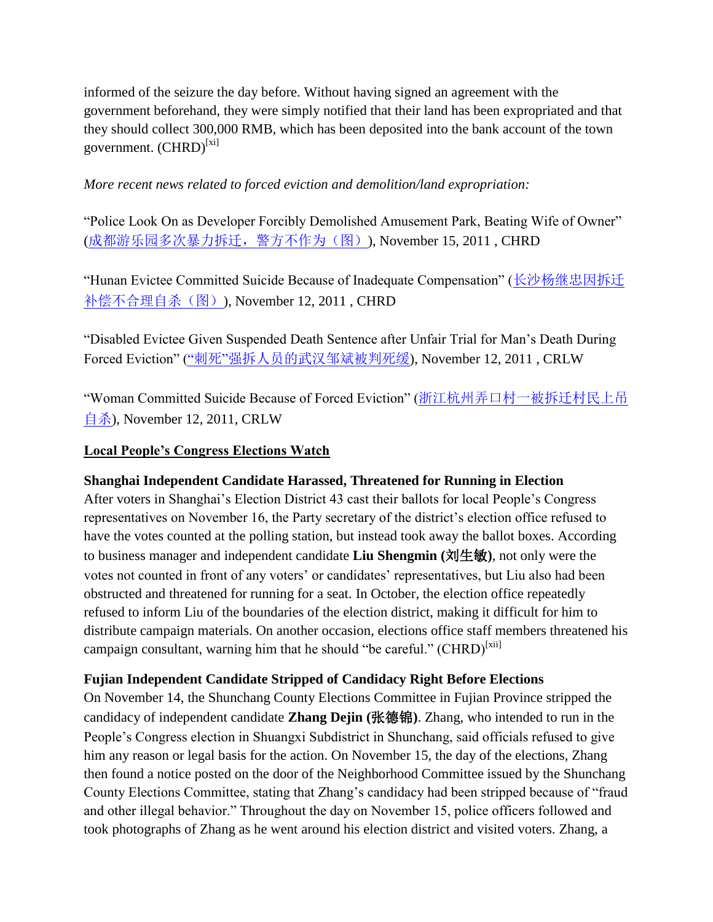informed of the seizure the day before. Without having signed an agreement with the government beforehand, they were simply notified that their land has been expropriated and that they should collect 300,000 RMB, which has been deposited into the bank account of the town government. (CHRD)[xi]

*More recent news related to forced eviction and demolition/land expropriation:*

"Police Look On as Developer Forcibly Demolished Amusement Park, Beating Wife of Owner" (成都游乐园多次暴力拆迁，警方不作为（图）), November 15, 2011 , CHRD

"Hunan Evictee Committed Suicide Because of Inadequate Compensation" (长沙杨继忠因拆迁补偿不合理自杀（图）), November 12, 2011 , CHRD

"Disabled Evictee Given Suspended Death Sentence after Unfair Trial for Man's Death During Forced Eviction" ("刺死"强拆人员的武汉邹斌被判死缓), November 12, 2011 , CRLW

"Woman Committed Suicide Because of Forced Eviction" (浙江杭州弄口村一被拆迁村民上吊自杀), November 12, 2011, CRLW

**Local People's Congress Elections Watch**

**Shanghai Independent Candidate Harassed, Threatened for Running in Election**

After voters in Shanghai's Election District 43 cast their ballots for local People's Congress representatives on November 16, the Party secretary of the district's election office refused to have the votes counted at the polling station, but instead took away the ballot boxes. According to business manager and independent candidate **Liu Shengmin (刘生敏)**, not only were the votes not counted in front of any voters' or candidates' representatives, but Liu also had been obstructed and threatened for running for a seat. In October, the election office repeatedly refused to inform Liu of the boundaries of the election district, making it difficult for him to distribute campaign materials. On another occasion, elections office staff members threatened his campaign consultant, warning him that he should "be careful." (CHRD)[xii]

**Fujian Independent Candidate Stripped of Candidacy Right Before Elections**

On November 14, the Shunchang County Elections Committee in Fujian Province stripped the candidacy of independent candidate **Zhang Dejin (张德锦)**. Zhang, who intended to run in the People's Congress election in Shuangxi Subdistrict in Shunchang, said officials refused to give him any reason or legal basis for the action. On November 15, the day of the elections, Zhang then found a notice posted on the door of the Neighborhood Committee issued by the Shunchang County Elections Committee, stating that Zhang's candidacy had been stripped because of "fraud and other illegal behavior." Throughout the day on November 15, police officers followed and took photographs of Zhang as he went around his election district and visited voters. Zhang, a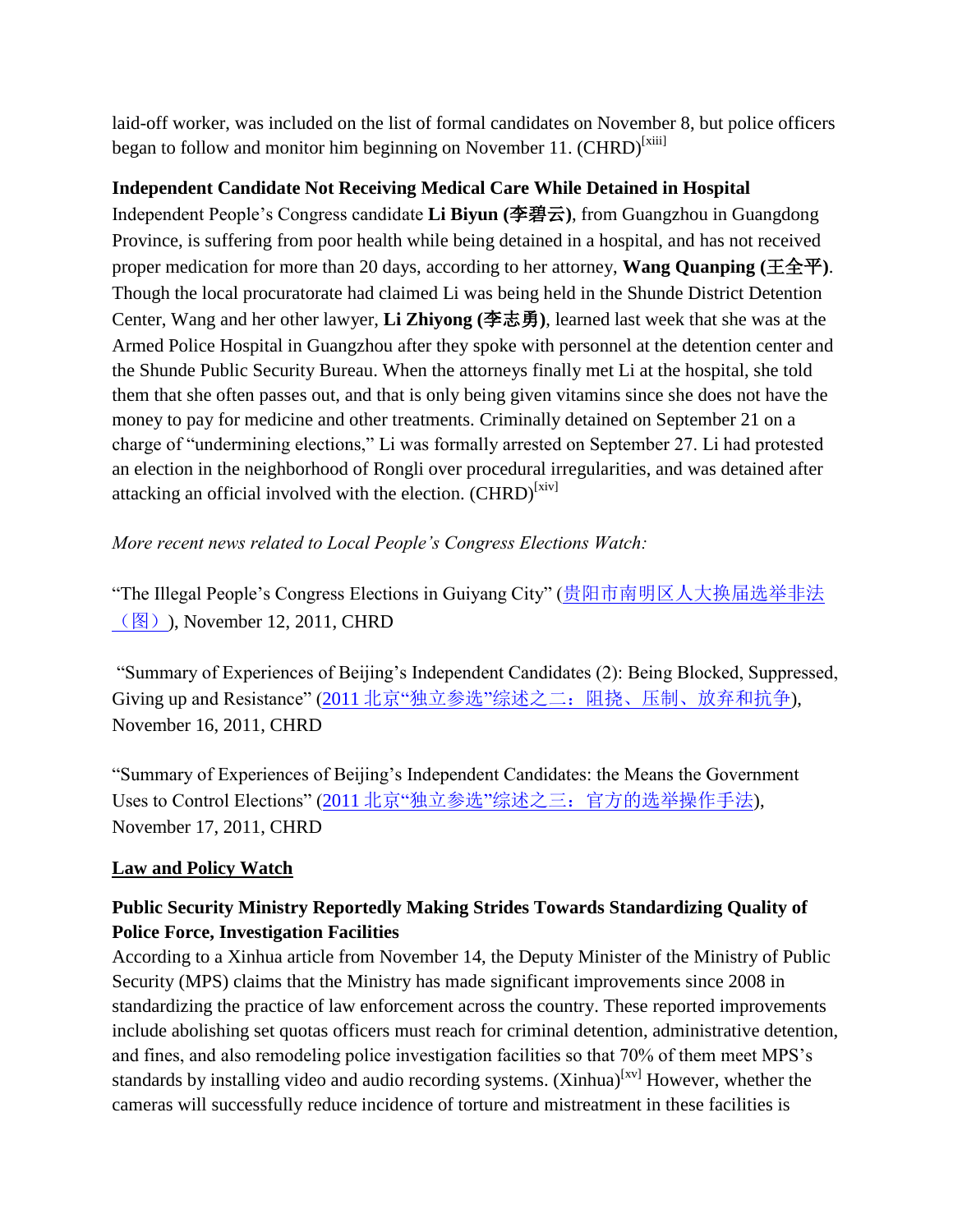laid-off worker, was included on the list of formal candidates on November 8, but police officers began to follow and monitor him beginning on November 11. (CHRD)[xiii]

**Independent Candidate Not Receiving Medical Care While Detained in Hospital**
Independent People's Congress candidate **Li Biyun (李碧云)**, from Guangzhou in Guangdong Province, is suffering from poor health while being detained in a hospital, and has not received proper medication for more than 20 days, according to her attorney, **Wang Quanping (王全平)**. Though the local procuratorate had claimed Li was being held in the Shunde District Detention Center, Wang and her other lawyer, **Li Zhiyong (李志勇)**, learned last week that she was at the Armed Police Hospital in Guangzhou after they spoke with personnel at the detention center and the Shunde Public Security Bureau. When the attorneys finally met Li at the hospital, she told them that she often passes out, and that is only being given vitamins since she does not have the money to pay for medicine and other treatments. Criminally detained on September 21 on a charge of "undermining elections," Li was formally arrested on September 27. Li had protested an election in the neighborhood of Rongli over procedural irregularities, and was detained after attacking an official involved with the election. (CHRD)[xiv]

*More recent news related to Local People's Congress Elections Watch:*

"The Illegal People's Congress Elections in Guiyang City" (贵阳市南明区人大换届选举非法（图）), November 12, 2011, CHRD

"Summary of Experiences of Beijing's Independent Candidates (2): Being Blocked, Suppressed, Giving up and Resistance" (2011 北京"独立参选"综述之二：阻挠、压制、放弃和抗争), November 16, 2011, CHRD

"Summary of Experiences of Beijing's Independent Candidates: the Means the Government Uses to Control Elections" (2011 北京"独立参选"综述之三：官方的选举操作手法), November 17, 2011, CHRD

## Law and Policy Watch

**Public Security Ministry Reportedly Making Strides Towards Standardizing Quality of Police Force, Investigation Facilities**
According to a Xinhua article from November 14, the Deputy Minister of the Ministry of Public Security (MPS) claims that the Ministry has made significant improvements since 2008 in standardizing the practice of law enforcement across the country. These reported improvements include abolishing set quotas officers must reach for criminal detention, administrative detention, and fines, and also remodeling police investigation facilities so that 70% of them meet MPS's standards by installing video and audio recording systems. (Xinhua)[xv] However, whether the cameras will successfully reduce incidence of torture and mistreatment in these facilities is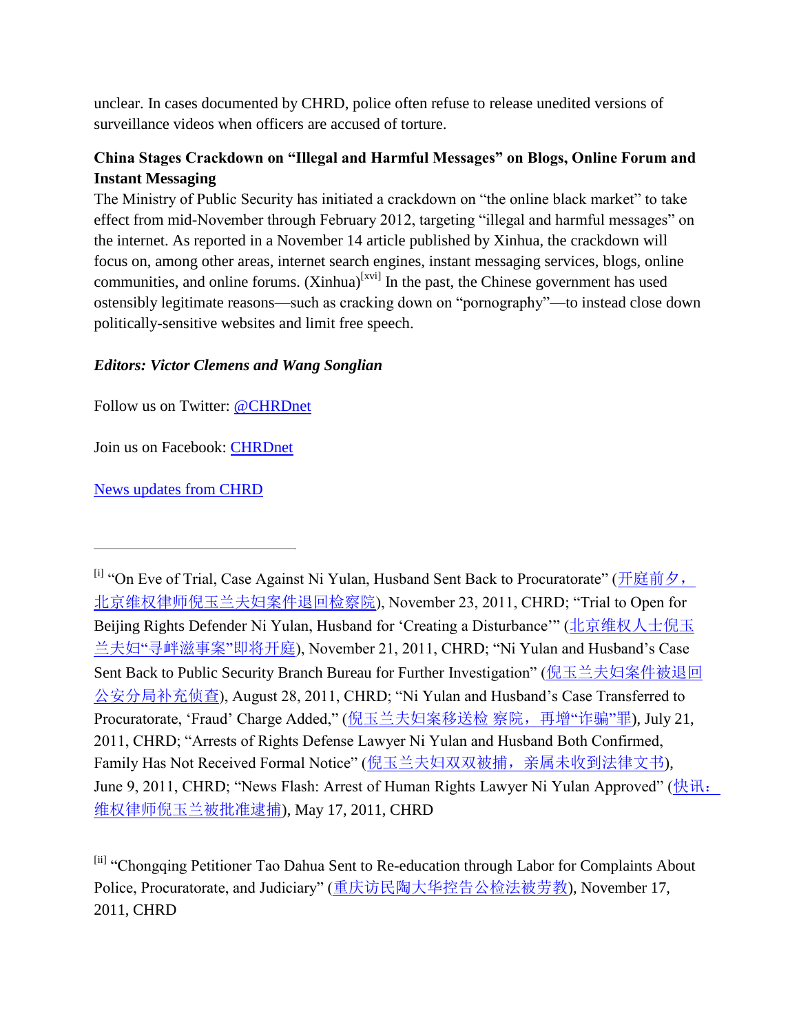unclear. In cases documented by CHRD, police often refuse to release unedited versions of surveillance videos when officers are accused of torture.

**China Stages Crackdown on "Illegal and Harmful Messages" on Blogs, Online Forum and Instant Messaging**

The Ministry of Public Security has initiated a crackdown on "the online black market" to take effect from mid-November through February 2012, targeting "illegal and harmful messages" on the internet. As reported in a November 14 article published by Xinhua, the crackdown will focus on, among other areas, internet search engines, instant messaging services, blogs, online communities, and online forums. (Xinhua)[xvi] In the past, the Chinese government has used ostensibly legitimate reasons—such as cracking down on "pornography"—to instead close down politically-sensitive websites and limit free speech.

***Editors: Victor Clemens and Wang Songlian***

Follow us on Twitter: @CHRDnet

Join us on Facebook: CHRDnet

News updates from CHRD

---

[i] "On Eve of Trial, Case Against Ni Yulan, Husband Sent Back to Procuratorate" (开庭前夕，北京维权律师倪玉兰夫妇案件退回检察院), November 23, 2011, CHRD; "Trial to Open for Beijing Rights Defender Ni Yulan, Husband for 'Creating a Disturbance'" (北京维权人士倪玉兰夫妇"寻衅滋事案"即将开庭), November 21, 2011, CHRD; "Ni Yulan and Husband's Case Sent Back to Public Security Branch Bureau for Further Investigation" (倪玉兰夫妇案件被退回公安分局补充侦查), August 28, 2011, CHRD; "Ni Yulan and Husband's Case Transferred to Procuratorate, 'Fraud' Charge Added," (倪玉兰夫妇案移送检 察院，再增"诈骗"罪), July 21, 2011, CHRD; "Arrests of Rights Defense Lawyer Ni Yulan and Husband Both Confirmed, Family Has Not Received Formal Notice" (倪玉兰夫妇双双被捕，亲属未收到法律文书), June 9, 2011, CHRD; "News Flash: Arrest of Human Rights Lawyer Ni Yulan Approved" (快讯：维权律师倪玉兰被批准逮捕), May 17, 2011, CHRD

[ii] "Chongqing Petitioner Tao Dahua Sent to Re-education through Labor for Complaints About Police, Procuratorate, and Judiciary" (重庆访民陶大华控告公检法被劳教), November 17, 2011, CHRD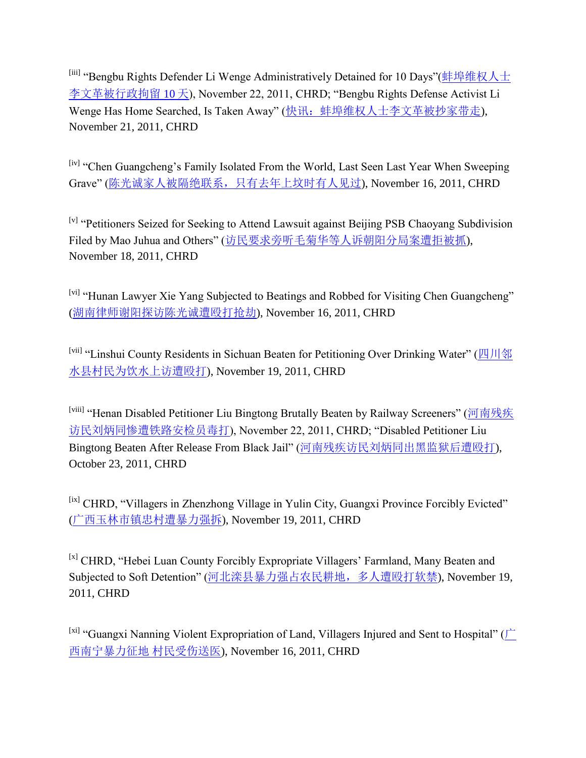[iii] "Bengbu Rights Defender Li Wenge Administratively Detained for 10 Days"(蚌埠维权人士李文革被行政拘留 10 天), November 22, 2011, CHRD; "Bengbu Rights Defense Activist Li Wenge Has Home Searched, Is Taken Away" (快讯：蚌埠维权人士李文革被抄家带走), November 21, 2011, CHRD

[iv] "Chen Guangcheng's Family Isolated From the World, Last Seen Last Year When Sweeping Grave" (陈光诚家人被隔绝联系，只有去年上坟时有人见过), November 16, 2011, CHRD

[v] "Petitioners Seized for Seeking to Attend Lawsuit against Beijing PSB Chaoyang Subdivision Filed by Mao Juhua and Others" (访民要求旁听毛菊华等人诉朝阳分局案遭拒被抓), November 18, 2011, CHRD

[vi] "Hunan Lawyer Xie Yang Subjected to Beatings and Robbed for Visiting Chen Guangcheng" (湖南律师谢阳探访陈光诚遭殴打抢劫), November 16, 2011, CHRD

[vii] "Linshui County Residents in Sichuan Beaten for Petitioning Over Drinking Water" (四川邻水县村民为饮水上访遭殴打), November 19, 2011, CHRD

[viii] "Henan Disabled Petitioner Liu Bingtong Brutally Beaten by Railway Screeners" (河南残疾访民刘炳同惨遭铁路安检员毒打), November 22, 2011, CHRD; "Disabled Petitioner Liu Bingtong Beaten After Release From Black Jail" (河南残疾访民刘炳同出黑监狱后遭殴打), October 23, 2011, CHRD

[ix] CHRD, "Villagers in Zhenzhong Village in Yulin City, Guangxi Province Forcibly Evicted" (广西玉林市镇忠村遭暴力强拆), November 19, 2011, CHRD

[x] CHRD, "Hebei Luan County Forcibly Expropriate Villagers' Farmland, Many Beaten and Subjected to Soft Detention" (河北滦县暴力强占农民耕地，多人遭殴打软禁), November 19, 2011, CHRD

[xi] "Guangxi Nanning Violent Expropriation of Land, Villagers Injured and Sent to Hospital" (广西南宁暴力征地 村民受伤送医), November 16, 2011, CHRD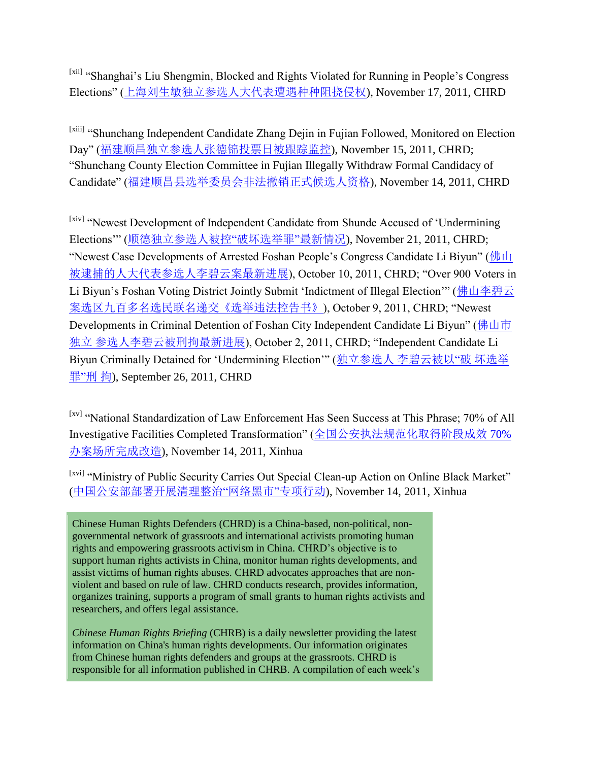[xii] "Shanghai's Liu Shengmin, Blocked and Rights Violated for Running in People's Congress Elections" (上海刘生敏独立参选人大代表遭遇种种阻挠侵权), November 17, 2011, CHRD

[xiii] "Shunchang Independent Candidate Zhang Dejin in Fujian Followed, Monitored on Election Day" (福建顺昌独立参选人张德锦投票日被跟踪监控), November 15, 2011, CHRD; "Shunchang County Election Committee in Fujian Illegally Withdraw Formal Candidacy of Candidate" (福建顺昌县选举委员会非法撤销正式候选人资格), November 14, 2011, CHRD

[xiv] "Newest Development of Independent Candidate from Shunde Accused of 'Undermining Elections'" (顺德独立参选人被控"破坏选举罪"最新情况), November 21, 2011, CHRD; "Newest Case Developments of Arrested Foshan People's Congress Candidate Li Biyun" (佛山被逮捕的人大代表参选人李碧云案最新进展), October 10, 2011, CHRD; "Over 900 Voters in Li Biyun's Foshan Voting District Jointly Submit 'Indictment of Illegal Election'" (佛山李碧云案选区九百多名选民联名递交《选举违法控告书》), October 9, 2011, CHRD; "Newest Developments in Criminal Detention of Foshan City Independent Candidate Li Biyun" (佛山市独立 参选人李碧云被刑拘最新进展), October 2, 2011, CHRD; "Independent Candidate Li Biyun Criminally Detained for 'Undermining Election'" (独立参选人 李碧云被以"破 坏选举罪"刑 拘), September 26, 2011, CHRD

[xv] "National Standardization of Law Enforcement Has Seen Success at This Phrase; 70% of All Investigative Facilities Completed Transformation" (全国公安执法规范化取得阶段成效 70% 办案场所完成改造), November 14, 2011, Xinhua

[xvi] "Ministry of Public Security Carries Out Special Clean-up Action on Online Black Market" (中国公安部部署开展清理整治"网络黑市"专项行动), November 14, 2011, Xinhua

Chinese Human Rights Defenders (CHRD) is a China-based, non-political, non-governmental network of grassroots and international activists promoting human rights and empowering grassroots activism in China. CHRD's objective is to support human rights activists in China, monitor human rights developments, and assist victims of human rights abuses. CHRD advocates approaches that are non-violent and based on rule of law. CHRD conducts research, provides information, organizes training, supports a program of small grants to human rights activists and researchers, and offers legal assistance.

*Chinese Human Rights Briefing* (CHRB) is a daily newsletter providing the latest information on China's human rights developments. Our information originates from Chinese human rights defenders and groups at the grassroots. CHRD is responsible for all information published in CHRB. A compilation of each week's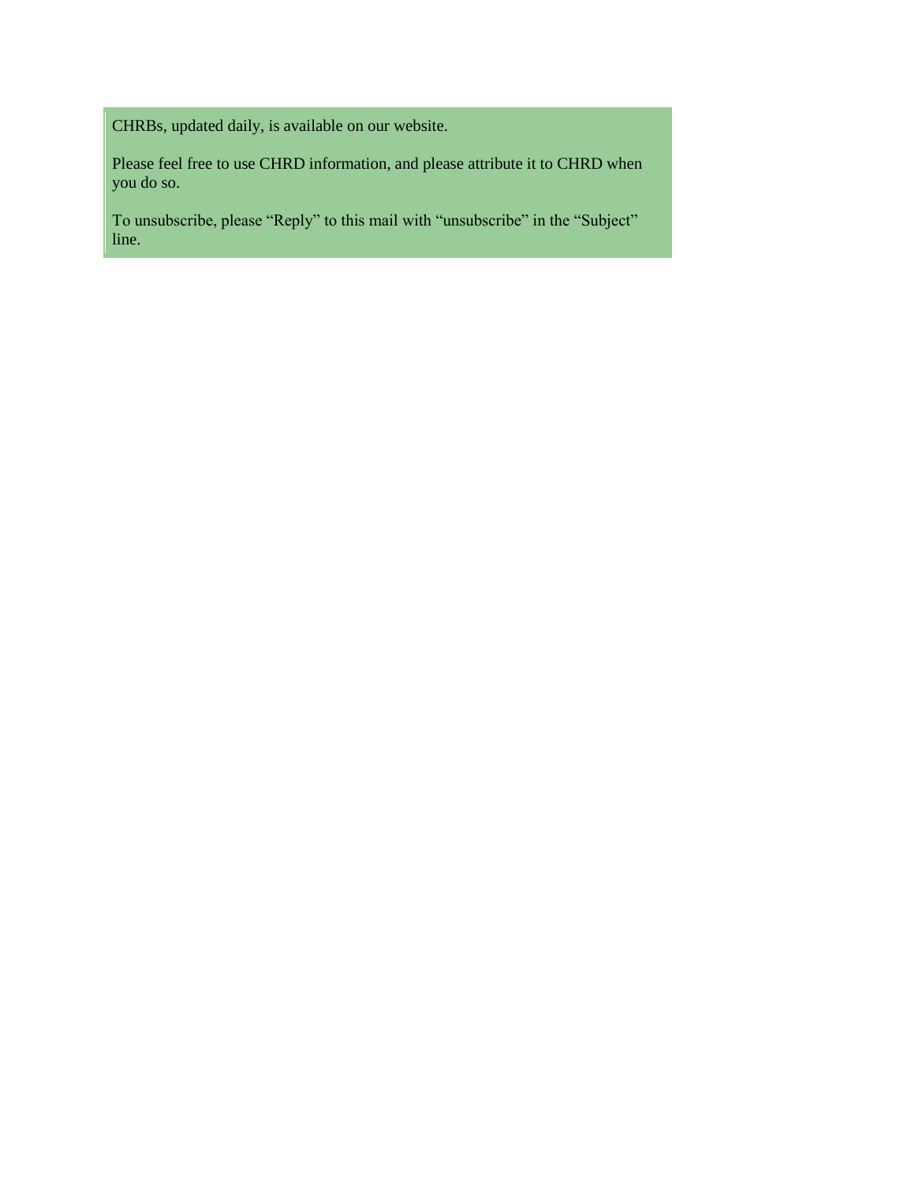CHRBs, updated daily, is available on our website.

Please feel free to use CHRD information, and please attribute it to CHRD when you do so.

To unsubscribe, please “Reply” to this mail with “unsubscribe” in the “Subject” line.